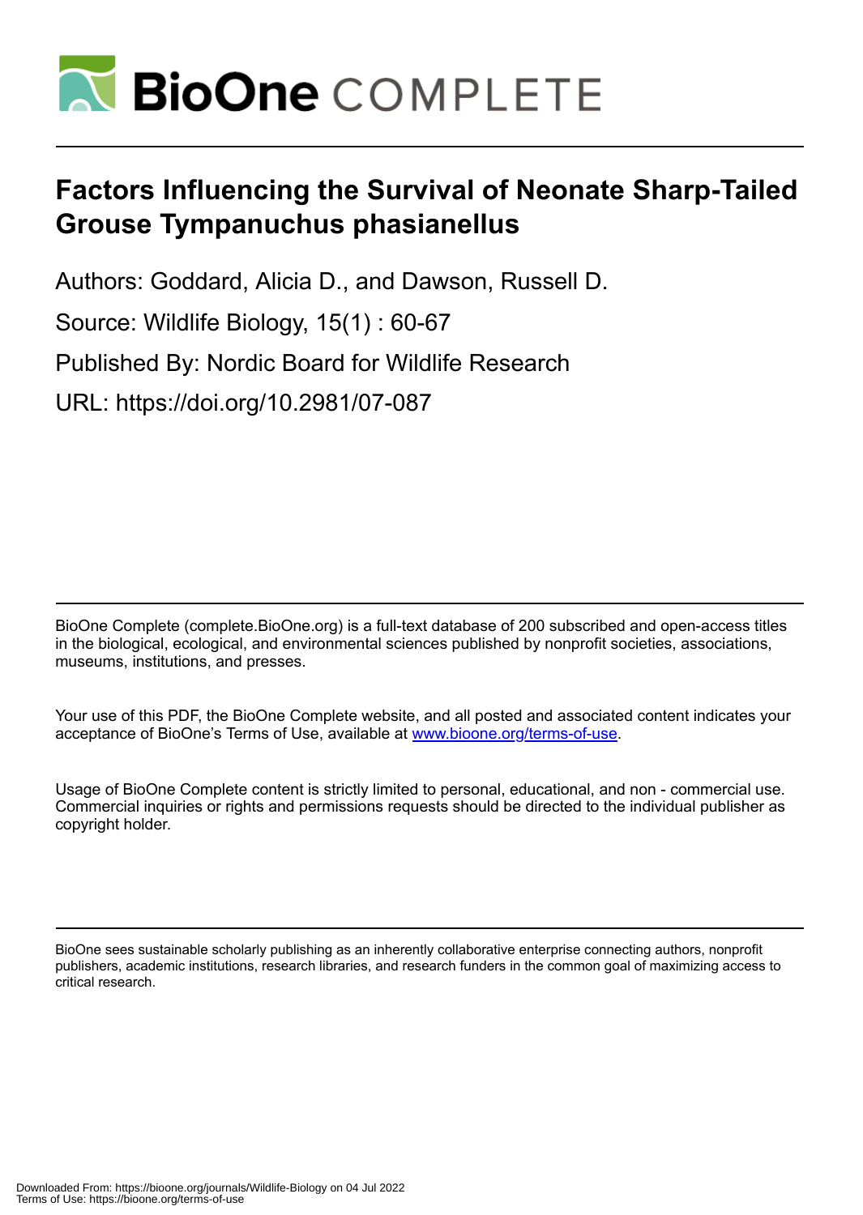# BioOne COMPLETE

## Factors Influencing the Survival of Neonate Sharp-Tailed Grouse Tympanuchus phasianellus

Authors: Goddard, Alicia D., and Dawson, Russell D.

Source: Wildlife Biology, 15(1) : 60-67

Published By: Nordic Board for Wildlife Research

URL: https://doi.org/10.2981/07-087

BioOne Complete (complete.BioOne.org) is a full-text database of 200 subscribed and open-access titles in the biological, ecological, and environmental sciences published by nonprofit societies, associations, museums, institutions, and presses.

Your use of this PDF, the BioOne Complete website, and all posted and associated content indicates your acceptance of BioOne's Terms of Use, available at www.bioone.org/terms-of-use.

Usage of BioOne Complete content is strictly limited to personal, educational, and non - commercial use. Commercial inquiries or rights and permissions requests should be directed to the individual publisher as copyright holder.

BioOne sees sustainable scholarly publishing as an inherently collaborative enterprise connecting authors, nonprofit publishers, academic institutions, research libraries, and research funders in the common goal of maximizing access to critical research.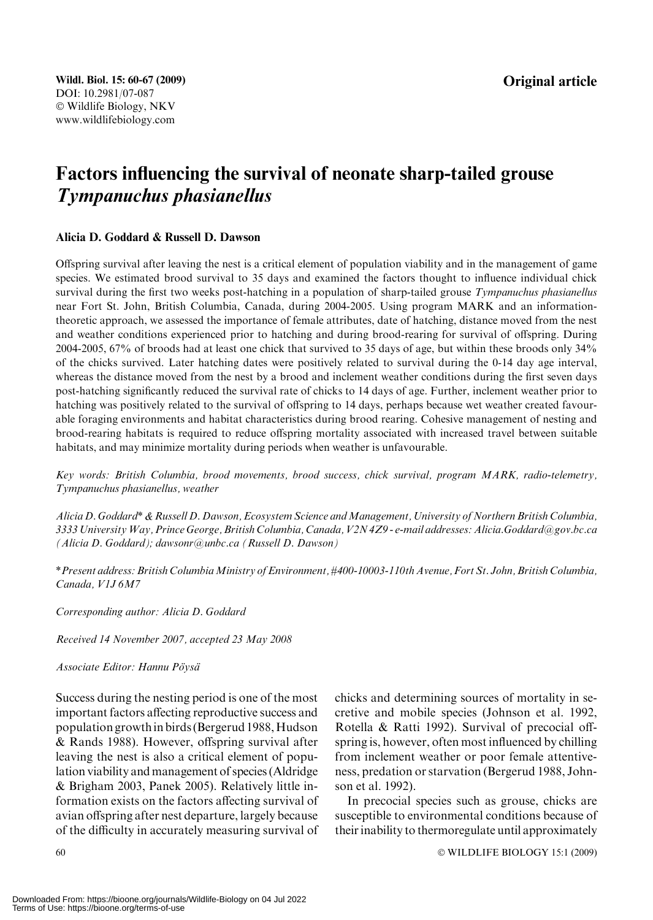**Original article**

# Factors influencing the survival of neonate sharp-tailed grouse *Tympanuchus phasianellus*

**Alicia D. Goddard & Russell D. Dawson**

Offspring survival after leaving the nest is a critical element of population viability and in the management of game species. We estimated brood survival to 35 days and examined the factors thought to influence individual chick survival during the first two weeks post-hatching in a population of sharp-tailed grouse *Tympanuchus phasianellus* near Fort St. John, British Columbia, Canada, during 2004-2005. Using program MARK and an information-theoretic approach, we assessed the importance of female attributes, date of hatching, distance moved from the nest and weather conditions experienced prior to hatching and during brood-rearing for survival of offspring. During 2004-2005, 67% of broods had at least one chick that survived to 35 days of age, but within these broods only 34% of the chicks survived. Later hatching dates were positively related to survival during the 0-14 day age interval, whereas the distance moved from the nest by a brood and inclement weather conditions during the first seven days post-hatching significantly reduced the survival rate of chicks to 14 days of age. Further, inclement weather prior to hatching was positively related to the survival of offspring to 14 days, perhaps because wet weather created favourable foraging environments and habitat characteristics during brood rearing. Cohesive management of nesting and brood-rearing habitats is required to reduce offspring mortality associated with increased travel between suitable habitats, and may minimize mortality during periods when weather is unfavourable.

*Key words: British Columbia, brood movements, brood success, chick survival, program MARK, radio-telemetry, Tympanuchus phasianellus, weather*

*Alicia D. Goddard\* & Russell D. Dawson, Ecosystem Science and Management, University of Northern British Columbia, 3333 University Way, Prince George, British Columbia, Canada, V2N 4Z9 - e-mail addresses: Alicia.Goddard@gov.bc.ca (Alicia D. Goddard); dawsonr@unbc.ca (Russell D. Dawson)*

*\*Present address: British Columbia Ministry of Environment, #400-10003-110th Avenue, Fort St. John, British Columbia, Canada, V1J 6M7*

*Corresponding author: Alicia D. Goddard*

*Received 14 November 2007, accepted 23 May 2008*

*Associate Editor: Hannu Pöysä*

Success during the nesting period is one of the most important factors affecting reproductive success and population growth in birds (Bergerud 1988, Hudson & Rands 1988). However, offspring survival after leaving the nest is also a critical element of population viability and management of species (Aldridge & Brigham 2003, Panek 2005). Relatively little information exists on the factors affecting survival of avian offspring after nest departure, largely because of the difficulty in accurately measuring survival of chicks and determining sources of mortality in secretive and mobile species (Johnson et al. 1992, Rotella & Ratti 1992). Survival of precocial offspring is, however, often most influenced by chilling from inclement weather or poor female attentiveness, predation or starvation (Bergerud 1988, Johnson et al. 1992).

In precocial species such as grouse, chicks are susceptible to environmental conditions because of their inability to thermoregulate until approximately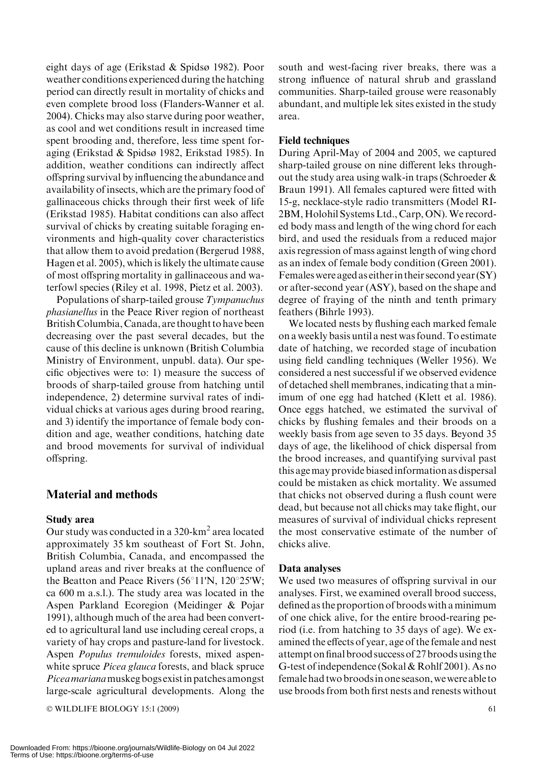eight days of age (Erikstad & Spidsø 1982). Poor weather conditions experienced during the hatching period can directly result in mortality of chicks and even complete brood loss (Flanders-Wanner et al. 2004). Chicks may also starve during poor weather, as cool and wet conditions result in increased time spent brooding and, therefore, less time spent foraging (Erikstad & Spidsø 1982, Erikstad 1985). In addition, weather conditions can indirectly affect offspring survival by influencing the abundance and availability of insects, which are the primary food of gallinaceous chicks through their first week of life (Erikstad 1985). Habitat conditions can also affect survival of chicks by creating suitable foraging environments and high-quality cover characteristics that allow them to avoid predation (Bergerud 1988, Hagen et al. 2005), which is likely the ultimate cause of most offspring mortality in gallinaceous and waterfowl species (Riley et al. 1998, Pietz et al. 2003).

Populations of sharp-tailed grouse *Tympanuchus phasianellus* in the Peace River region of northeast British Columbia, Canada, are thought to have been decreasing over the past several decades, but the cause of this decline is unknown (British Columbia Ministry of Environment, unpubl. data). Our specific objectives were to: 1) measure the success of broods of sharp-tailed grouse from hatching until independence, 2) determine survival rates of individual chicks at various ages during brood rearing, and 3) identify the importance of female body condition and age, weather conditions, hatching date and brood movements for survival of individual offspring.

## Material and methods

### Study area

Our study was conducted in a 320-km$^2$ area located approximately 35 km southeast of Fort St. John, British Columbia, Canada, and encompassed the upland areas and river breaks at the confluence of the Beatton and Peace Rivers (56°11'N, 120°25'W; ca 600 m a.s.l.). The study area was located in the Aspen Parkland Ecoregion (Meidinger & Pojar 1991), although much of the area had been converted to agricultural land use including cereal crops, a variety of hay crops and pasture-land for livestock. Aspen *Populus tremuloides* forests, mixed aspen-white spruce *Picea glauca* forests, and black spruce *Picea mariana* muskeg bogs exist in patches amongst large-scale agricultural developments. Along the south and west-facing river breaks, there was a strong influence of natural shrub and grassland communities. Sharp-tailed grouse were reasonably abundant, and multiple lek sites existed in the study area.

### Field techniques

During April-May of 2004 and 2005, we captured sharp-tailed grouse on nine different leks throughout the study area using walk-in traps (Schroeder & Braun 1991). All females captured were fitted with 15-g, necklace-style radio transmitters (Model RI-2BM, Holohil Systems Ltd., Carp, ON). We recorded body mass and length of the wing chord for each bird, and used the residuals from a reduced major axis regression of mass against length of wing chord as an index of female body condition (Green 2001). Females were aged as either in their second year (SY) or after-second year (ASY), based on the shape and degree of fraying of the ninth and tenth primary feathers (Bihrle 1993).

We located nests by flushing each marked female on a weekly basis until a nest was found. To estimate date of hatching, we recorded stage of incubation using field candling techniques (Weller 1956). We considered a nest successful if we observed evidence of detached shell membranes, indicating that a minimum of one egg had hatched (Klett et al. 1986). Once eggs hatched, we estimated the survival of chicks by flushing females and their broods on a weekly basis from age seven to 35 days. Beyond 35 days of age, the likelihood of chick dispersal from the brood increases, and quantifying survival past this age may provide biased information as dispersal could be mistaken as chick mortality. We assumed that chicks not observed during a flush count were dead, but because not all chicks may take flight, our measures of survival of individual chicks represent the most conservative estimate of the number of chicks alive.

### Data analyses

We used two measures of offspring survival in our analyses. First, we examined overall brood success, defined as the proportion of broods with a minimum of one chick alive, for the entire brood-rearing period (i.e. from hatching to 35 days of age). We examined the effects of year, age of the female and nest attempt on final brood success of 27 broods using the G-test of independence (Sokal & Rohlf 2001). As no female had two broods in one season, we were able to use broods from both first nests and renests without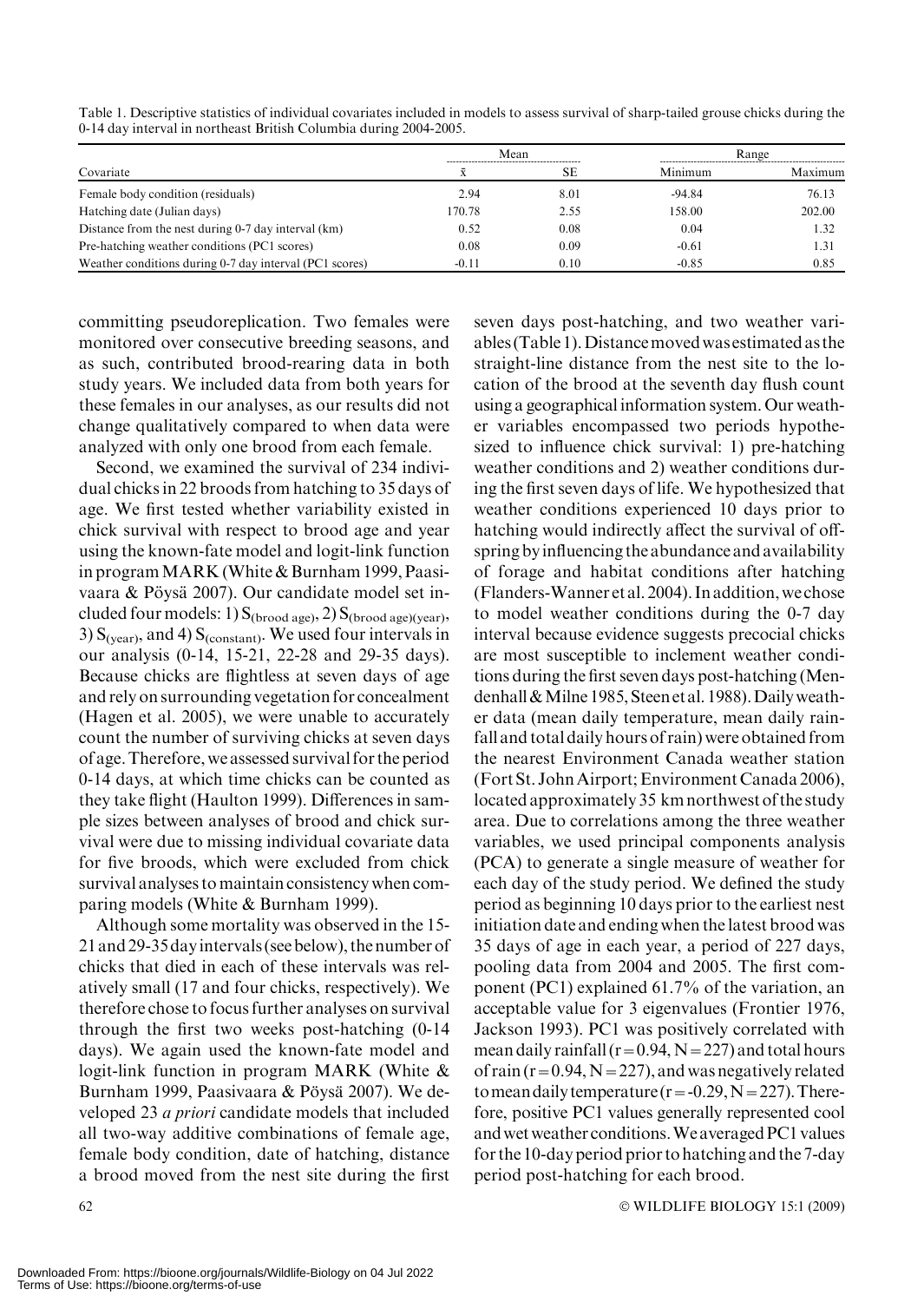Table 1. Descriptive statistics of individual covariates included in models to assess survival of sharp-tailed grouse chicks during the 0-14 day interval in northeast British Columbia during 2004-2005.

| Covariate | Mean | | Range | |
|---|---|---|---|---|
| | $\bar{x}$ | SE | Minimum | Maximum |
| Female body condition (residuals) | 2.94 | 8.01 | -94.84 | 76.13 |
| Hatching date (Julian days) | 170.78 | 2.55 | 158.00 | 202.00 |
| Distance from the nest during 0-7 day interval (km) | 0.52 | 0.08 | 0.04 | 1.32 |
| Pre-hatching weather conditions (PC1 scores) | 0.08 | 0.09 | -0.61 | 1.31 |
| Weather conditions during 0-7 day interval (PC1 scores) | -0.11 | 0.10 | -0.85 | 0.85 |

committing pseudoreplication. Two females were monitored over consecutive breeding seasons, and as such, contributed brood-rearing data in both study years. We included data from both years for these females in our analyses, as our results did not change qualitatively compared to when data were analyzed with only one brood from each female.

Second, we examined the survival of 234 individual chicks in 22 broods from hatching to 35 days of age. We first tested whether variability existed in chick survival with respect to brood age and year using the known-fate model and logit-link function in program MARK (White & Burnham 1999, Paasivaara & Pöysä 2007). Our candidate model set included four models: 1) $S_{(brood\ age)}$, 2) $S_{(brood\ age)(year)}$, 3) $S_{(year)}$, and 4) $S_{(constant)}$. We used four intervals in our analysis (0-14, 15-21, 22-28 and 29-35 days). Because chicks are flightless at seven days of age and rely on surrounding vegetation for concealment (Hagen et al. 2005), we were unable to accurately count the number of surviving chicks at seven days of age. Therefore, we assessed survival for the period 0-14 days, at which time chicks can be counted as they take flight (Haulton 1999). Differences in sample sizes between analyses of brood and chick survival were due to missing individual covariate data for five broods, which were excluded from chick survival analyses to maintain consistency when comparing models (White & Burnham 1999).

Although some mortality was observed in the 15-21 and 29-35 day intervals (see below), the number of chicks that died in each of these intervals was relatively small (17 and four chicks, respectively). We therefore chose to focus further analyses on survival through the first two weeks post-hatching (0-14 days). We again used the known-fate model and logit-link function in program MARK (White & Burnham 1999, Paasivaara & Pöysä 2007). We developed 23 *a priori* candidate models that included all two-way additive combinations of female age, female body condition, date of hatching, distance a brood moved from the nest site during the first seven days post-hatching, and two weather variables (Table 1). Distance moved was estimated as the straight-line distance from the nest site to the location of the brood at the seventh day flush count using a geographical information system. Our weather variables encompassed two periods hypothesized to influence chick survival: 1) pre-hatching weather conditions and 2) weather conditions during the first seven days of life. We hypothesized that weather conditions experienced 10 days prior to hatching would indirectly affect the survival of offspring by influencing the abundance and availability of forage and habitat conditions after hatching (Flanders-Wanner et al. 2004). In addition, we chose to model weather conditions during the 0-7 day interval because evidence suggests precocial chicks are most susceptible to inclement weather conditions during the first seven days post-hatching (Mendenhall & Milne 1985, Steen et al. 1988). Daily weather data (mean daily temperature, mean daily rainfall and total daily hours of rain) were obtained from the nearest Environment Canada weather station (Fort St. John Airport; Environment Canada 2006), located approximately 35 km northwest of the study area. Due to correlations among the three weather variables, we used principal components analysis (PCA) to generate a single measure of weather for each day of the study period. We defined the study period as beginning 10 days prior to the earliest nest initiation date and ending when the latest brood was 35 days of age in each year, a period of 227 days, pooling data from 2004 and 2005. The first component (PC1) explained 61.7% of the variation, an acceptable value for 3 eigenvalues (Frontier 1976, Jackson 1993). PC1 was positively correlated with mean daily rainfall ($r = 0.94$, $N = 227$) and total hours of rain ($r = 0.94$, $N = 227$), and was negatively related to mean daily temperature ($r = -0.29$, $N = 227$). Therefore, positive PC1 values generally represented cool and wet weather conditions. We averaged PC1 values for the 10-day period prior to hatching and the 7-day period post-hatching for each brood.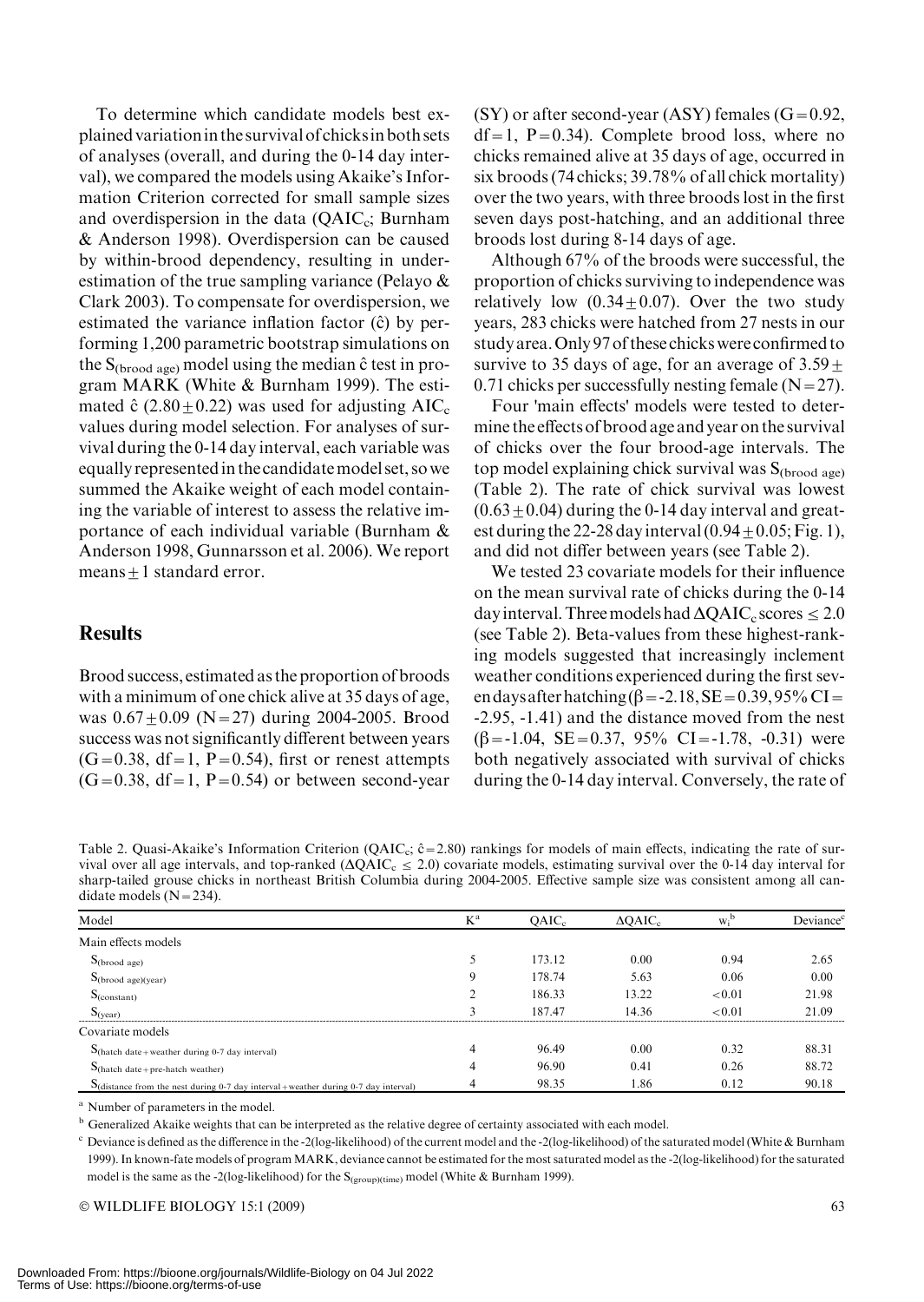To determine which candidate models best explained variation in the survival of chicks in both sets of analyses (overall, and during the 0-14 day interval), we compared the models using Akaike's Information Criterion corrected for small sample sizes and overdispersion in the data ($QAIC_c$; Burnham & Anderson 1998). Overdispersion can be caused by within-brood dependency, resulting in underestimation of the true sampling variance (Pelayo & Clark 2003). To compensate for overdispersion, we estimated the variance inflation factor ($\hat{c}$) by performing 1,200 parametric bootstrap simulations on the $S_{(brood\ age)}$ model using the median $\hat{c}$ test in program MARK (White & Burnham 1999). The estimated $\hat{c}$ ($2.80 \pm 0.22$) was used for adjusting $AIC_c$ values during model selection. For analyses of survival during the 0-14 day interval, each variable was equally represented in the candidate model set, so we summed the Akaike weight of each model containing the variable of interest to assess the relative importance of each individual variable (Burnham & Anderson 1998, Gunnarsson et al. 2006). We report means $\pm$ 1 standard error.

## Results

Brood success, estimated as the proportion of broods with a minimum of one chick alive at 35 days of age, was $0.67 \pm 0.09$ (N = 27) during 2004-2005. Brood success was not significantly different between years (G = 0.38, df = 1, P = 0.54), first or renest attempts (G = 0.38, df = 1, P = 0.54) or between second-year (SY) or after second-year (ASY) females (G = 0.92, df = 1, P = 0.34). Complete brood loss, where no chicks remained alive at 35 days of age, occurred in six broods (74 chicks; 39.78% of all chick mortality) over the two years, with three broods lost in the first seven days post-hatching, and an additional three broods lost during 8-14 days of age.

Although 67% of the broods were successful, the proportion of chicks surviving to independence was relatively low ($0.34 \pm 0.07$). Over the two study years, 283 chicks were hatched from 27 nests in our study area. Only 97 of these chicks were confirmed to survive to 35 days of age, for an average of $3.59 \pm 0.71$ chicks per successfully nesting female (N = 27).

Four 'main effects' models were tested to determine the effects of brood age and year on the survival of chicks over the four brood-age intervals. The top model explaining chick survival was $S_{(brood\ age)}$ (Table 2). The rate of chick survival was lowest ($0.63 \pm 0.04$) during the 0-14 day interval and greatest during the 22-28 day interval ($0.94 \pm 0.05$; Fig. 1), and did not differ between years (see Table 2).

We tested 23 covariate models for their influence on the mean survival rate of chicks during the 0-14 day interval. Three models had $\Delta QAIC_c$ scores $\leq 2.0$ (see Table 2). Beta-values from these highest-ranking models suggested that increasingly inclement weather conditions experienced during the first seven days after hatching ($\beta$ = -2.18, SE = 0.39, 95% CI = -2.95, -1.41) and the distance moved from the nest ($\beta$ = -1.04, SE = 0.37, 95% CI = -1.78, -0.31) were both negatively associated with survival of chicks during the 0-14 day interval. Conversely, the rate of

Table 2. Quasi-Akaike's Information Criterion ($QAIC_c$; $\hat{c}$ = 2.80) rankings for models of main effects, indicating the rate of survival over all age intervals, and top-ranked ($\Delta QAIC_c \leq 2.0$) covariate models, estimating survival over the 0-14 day interval for sharp-tailed grouse chicks in northeast British Columbia during 2004-2005. Effective sample size was consistent among all candidate models (N = 234).

| Model | K[a] | $QAIC_c$ | $\Delta QAIC_c$ | $w_i$[b] | Deviance[c] |
|---|---|---|---|---|---|
| Main effects models | | | | | |
| $S_{(brood\ age)}$ | 5 | 173.12 | 0.00 | 0.94 | 2.65 |
| $S_{(brood\ age)(year)}$ | 9 | 178.74 | 5.63 | 0.06 | 0.00 |
| $S_{(constant)}$ | 2 | 186.33 | 13.22 | < 0.01 | 21.98 |
| $S_{(year)}$ | 3 | 187.47 | 14.36 | < 0.01 | 21.09 |
| Covariate models | | | | | |
| $S_{(hatch\ date + weather\ during\ 0\text{-}7\ day\ interval)}$ | 4 | 96.49 | 0.00 | 0.32 | 88.31 |
| $S_{(hatch\ date + pre\text{-}hatch\ weather)}$ | 4 | 96.90 | 0.41 | 0.26 | 88.72 |
| $S_{(distance\ from\ the\ nest\ during\ 0\text{-}7\ day\ interval + weather\ during\ 0\text{-}7\ day\ interval)}$ | 4 | 98.35 | 1.86 | 0.12 | 90.18 |

[a] Number of parameters in the model.

[b] Generalized Akaike weights that can be interpreted as the relative degree of certainty associated with each model.

[c] Deviance is defined as the difference in the -2(log-likelihood) of the current model and the -2(log-likelihood) of the saturated model (White & Burnham 1999). In known-fate models of program MARK, deviance cannot be estimated for the most saturated model as the -2(log-likelihood) for the saturated model is the same as the -2(log-likelihood) for the $S_{(group)(time)}$ model (White & Burnham 1999).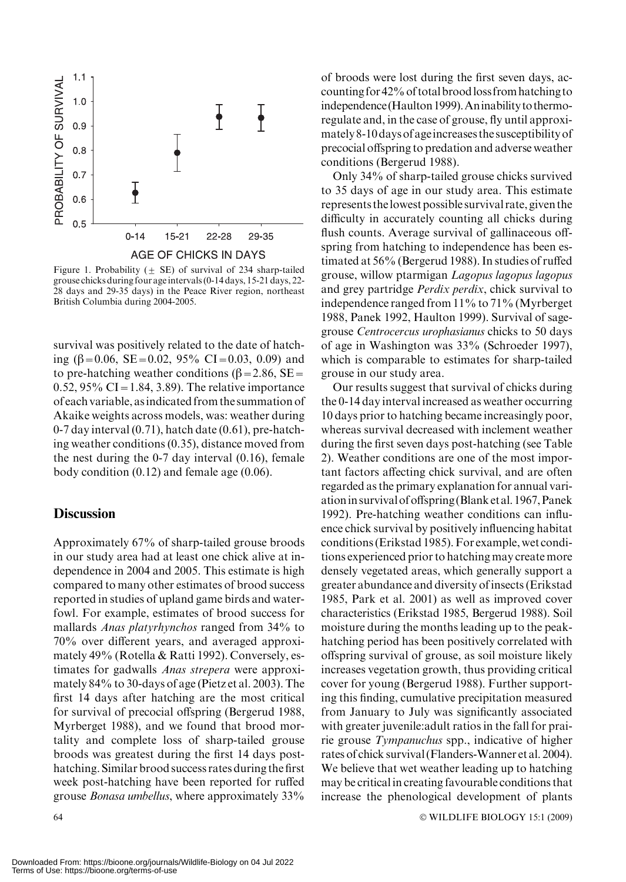Figure 1. Probability (± SE) of survival of 234 sharp-tailed grouse chicks during four age intervals (0-14 days, 15-21 days, 22-28 days and 29-35 days) in the Peace River region, northeast British Columbia during 2004-2005.

survival was positively related to the date of hatching ($\beta = 0.06$, SE = 0.02, 95% CI = 0.03, 0.09) and to pre-hatching weather conditions ($\beta = 2.86$, SE = 0.52, 95% CI = 1.84, 3.89). The relative importance of each variable, as indicated from the summation of Akaike weights across models, was: weather during 0-7 day interval (0.71), hatch date (0.61), pre-hatching weather conditions (0.35), distance moved from the nest during the 0-7 day interval (0.16), female body condition (0.12) and female age (0.06).

## Discussion

Approximately 67% of sharp-tailed grouse broods in our study area had at least one chick alive at independence in 2004 and 2005. This estimate is high compared to many other estimates of brood success reported in studies of upland game birds and waterfowl. For example, estimates of brood success for mallards *Anas platyrhynchos* ranged from 34% to 70% over different years, and averaged approximately 49% (Rotella & Ratti 1992). Conversely, estimates for gadwalls *Anas strepera* were approximately 84% to 30-days of age (Pietz et al. 2003). The first 14 days after hatching are the most critical for survival of precocial offspring (Bergerud 1988, Myrberget 1988), and we found that brood mortality and complete loss of sharp-tailed grouse broods was greatest during the first 14 days post-hatching. Similar brood success rates during the first week post-hatching have been reported for ruffed grouse *Bonasa umbellus*, where approximately 33% of broods were lost during the first seven days, accounting for 42% of total brood loss from hatching to independence (Haulton 1999). An inability to thermoregulate and, in the case of grouse, fly until approximately 8-10 days of age increases the susceptibility of precocial offspring to predation and adverse weather conditions (Bergerud 1988).

Only 34% of sharp-tailed grouse chicks survived to 35 days of age in our study area. This estimate represents the lowest possible survival rate, given the difficulty in accurately counting all chicks during flush counts. Average survival of gallinaceous offspring from hatching to independence has been estimated at 56% (Bergerud 1988). In studies of ruffed grouse, willow ptarmigan *Lagopus lagopus lagopus* and grey partridge *Perdix perdix*, chick survival to independence ranged from 11% to 71% (Myrberget 1988, Panek 1992, Haulton 1999). Survival of sage-grouse *Centrocercus urophasianus* chicks to 50 days of age in Washington was 33% (Schroeder 1997), which is comparable to estimates for sharp-tailed grouse in our study area.

Our results suggest that survival of chicks during the 0-14 day interval increased as weather occurring 10 days prior to hatching became increasingly poor, whereas survival decreased with inclement weather during the first seven days post-hatching (see Table 2). Weather conditions are one of the most important factors affecting chick survival, and are often regarded as the primary explanation for annual variation in survival of offspring (Blank et al. 1967, Panek 1992). Pre-hatching weather conditions can influence chick survival by positively influencing habitat conditions (Erikstad 1985). For example, wet conditions experienced prior to hatching may create more densely vegetated areas, which generally support a greater abundance and diversity of insects (Erikstad 1985, Park et al. 2001) as well as improved cover characteristics (Erikstad 1985, Bergerud 1988). Soil moisture during the months leading up to the peak-hatching period has been positively correlated with offspring survival of grouse, as soil moisture likely increases vegetation growth, thus providing critical cover for young (Bergerud 1988). Further supporting this finding, cumulative precipitation measured from January to July was significantly associated with greater juvenile:adult ratios in the fall for prairie grouse *Tympanuchus* spp., indicative of higher rates of chick survival (Flanders-Wanner et al. 2004). We believe that wet weather leading up to hatching may be critical in creating favourable conditions that increase the phenological development of plants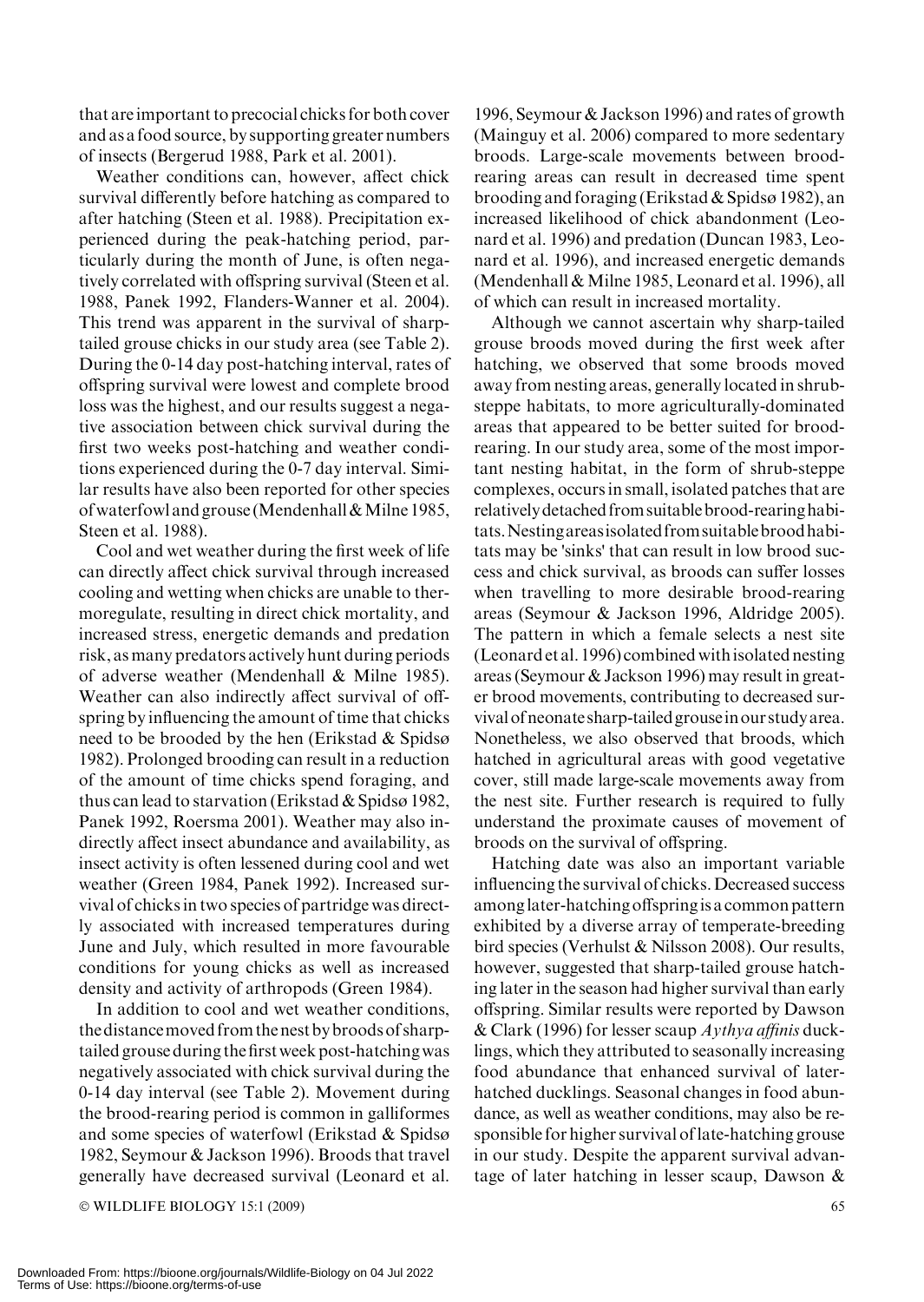that are important to precocial chicks for both cover and as a food source, by supporting greater numbers of insects (Bergerud 1988, Park et al. 2001).

Weather conditions can, however, affect chick survival differently before hatching as compared to after hatching (Steen et al. 1988). Precipitation experienced during the peak-hatching period, particularly during the month of June, is often negatively correlated with offspring survival (Steen et al. 1988, Panek 1992, Flanders-Wanner et al. 2004). This trend was apparent in the survival of sharp-tailed grouse chicks in our study area (see Table 2). During the 0-14 day post-hatching interval, rates of offspring survival were lowest and complete brood loss was the highest, and our results suggest a negative association between chick survival during the first two weeks post-hatching and weather conditions experienced during the 0-7 day interval. Similar results have also been reported for other species of waterfowl and grouse (Mendenhall & Milne 1985, Steen et al. 1988).

Cool and wet weather during the first week of life can directly affect chick survival through increased cooling and wetting when chicks are unable to thermoregulate, resulting in direct chick mortality, and increased stress, energetic demands and predation risk, as many predators actively hunt during periods of adverse weather (Mendenhall & Milne 1985). Weather can also indirectly affect survival of offspring by influencing the amount of time that chicks need to be brooded by the hen (Erikstad & Spidsø 1982). Prolonged brooding can result in a reduction of the amount of time chicks spend foraging, and thus can lead to starvation (Erikstad & Spidsø 1982, Panek 1992, Roersma 2001). Weather may also indirectly affect insect abundance and availability, as insect activity is often lessened during cool and wet weather (Green 1984, Panek 1992). Increased survival of chicks in two species of partridge was directly associated with increased temperatures during June and July, which resulted in more favourable conditions for young chicks as well as increased density and activity of arthropods (Green 1984).

In addition to cool and wet weather conditions, the distance moved from the nest by broods of sharp-tailed grouse during the first week post-hatching was negatively associated with chick survival during the 0-14 day interval (see Table 2). Movement during the brood-rearing period is common in galliformes and some species of waterfowl (Erikstad & Spidsø 1982, Seymour & Jackson 1996). Broods that travel generally have decreased survival (Leonard et al. 1996, Seymour & Jackson 1996) and rates of growth (Mainguy et al. 2006) compared to more sedentary broods. Large-scale movements between brood-rearing areas can result in decreased time spent brooding and foraging (Erikstad & Spidsø 1982), an increased likelihood of chick abandonment (Leonard et al. 1996) and predation (Duncan 1983, Leonard et al. 1996), and increased energetic demands (Mendenhall & Milne 1985, Leonard et al. 1996), all of which can result in increased mortality.

Although we cannot ascertain why sharp-tailed grouse broods moved during the first week after hatching, we observed that some broods moved away from nesting areas, generally located in shrub-steppe habitats, to more agriculturally-dominated areas that appeared to be better suited for brood-rearing. In our study area, some of the most important nesting habitat, in the form of shrub-steppe complexes, occurs in small, isolated patches that are relatively detached from suitable brood-rearing habitats. Nesting areas isolated from suitable brood habitats may be 'sinks' that can result in low brood success and chick survival, as broods can suffer losses when travelling to more desirable brood-rearing areas (Seymour & Jackson 1996, Aldridge 2005). The pattern in which a female selects a nest site (Leonard et al. 1996) combined with isolated nesting areas (Seymour & Jackson 1996) may result in greater brood movements, contributing to decreased survival of neonate sharp-tailed grouse in our study area. Nonetheless, we also observed that broods, which hatched in agricultural areas with good vegetative cover, still made large-scale movements away from the nest site. Further research is required to fully understand the proximate causes of movement of broods on the survival of offspring.

Hatching date was also an important variable influencing the survival of chicks. Decreased success among later-hatching offspring is a common pattern exhibited by a diverse array of temperate-breeding bird species (Verhulst & Nilsson 2008). Our results, however, suggested that sharp-tailed grouse hatching later in the season had higher survival than early offspring. Similar results were reported by Dawson & Clark (1996) for lesser scaup *Aythya affinis* ducklings, which they attributed to seasonally increasing food abundance that enhanced survival of later-hatched ducklings. Seasonal changes in food abundance, as well as weather conditions, may also be responsible for higher survival of late-hatching grouse in our study. Despite the apparent survival advantage of later hatching in lesser scaup, Dawson &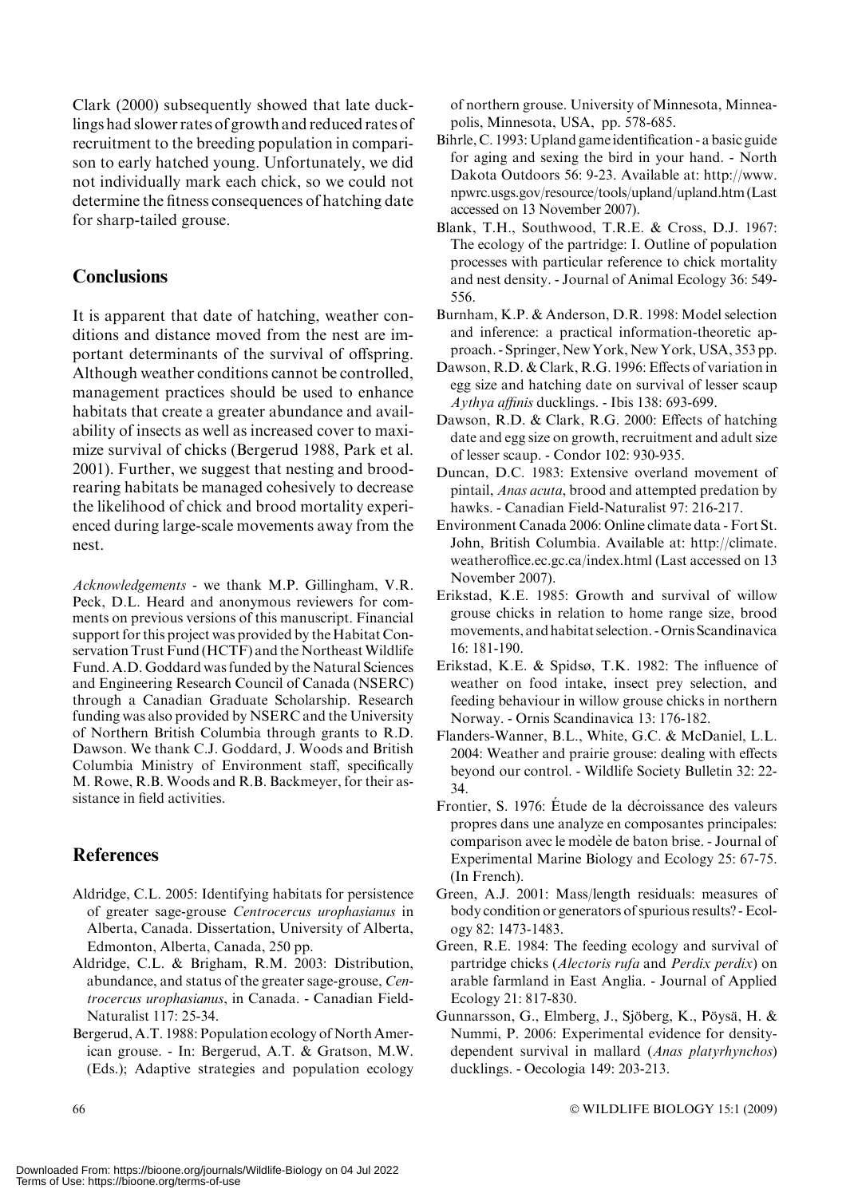Clark (2000) subsequently showed that late ducklings had slower rates of growth and reduced rates of recruitment to the breeding population in comparison to early hatched young. Unfortunately, we did not individually mark each chick, so we could not determine the fitness consequences of hatching date for sharp-tailed grouse.

## Conclusions

It is apparent that date of hatching, weather conditions and distance moved from the nest are important determinants of the survival of offspring. Although weather conditions cannot be controlled, management practices should be used to enhance habitats that create a greater abundance and availability of insects as well as increased cover to maximize survival of chicks (Bergerud 1988, Park et al. 2001). Further, we suggest that nesting and brood-rearing habitats be managed cohesively to decrease the likelihood of chick and brood mortality experienced during large-scale movements away from the nest.

*Acknowledgements* - we thank M.P. Gillingham, V.R. Peck, D.L. Heard and anonymous reviewers for comments on previous versions of this manuscript. Financial support for this project was provided by the Habitat Conservation Trust Fund (HCTF) and the Northeast Wildlife Fund. A.D. Goddard was funded by the Natural Sciences and Engineering Research Council of Canada (NSERC) through a Canadian Graduate Scholarship. Research funding was also provided by NSERC and the University of Northern British Columbia through grants to R.D. Dawson. We thank C.J. Goddard, J. Woods and British Columbia Ministry of Environment staff, specifically M. Rowe, R.B. Woods and R.B. Backmeyer, for their assistance in field activities.

## References

Aldridge, C.L. 2005: Identifying habitats for persistence of greater sage-grouse *Centrocercus urophasianus* in Alberta, Canada. Dissertation, University of Alberta, Edmonton, Alberta, Canada, 250 pp.

Aldridge, C.L. & Brigham, R.M. 2003: Distribution, abundance, and status of the greater sage-grouse, *Centrocercus urophasianus*, in Canada. - Canadian Field-Naturalist 117: 25-34.

Bergerud, A.T. 1988: Population ecology of North American grouse. - In: Bergerud, A.T. & Gratson, M.W. (Eds.); Adaptive strategies and population ecology of northern grouse. University of Minnesota, Minneapolis, Minnesota, USA, pp. 578-685.

Bihrle, C. 1993: Upland game identification - a basic guide for aging and sexing the bird in your hand. - North Dakota Outdoors 56: 9-23. Available at: http://www.npwrc.usgs.gov/resource/tools/upland/upland.htm (Last accessed on 13 November 2007).

Blank, T.H., Southwood, T.R.E. & Cross, D.J. 1967: The ecology of the partridge: I. Outline of population processes with particular reference to chick mortality and nest density. - Journal of Animal Ecology 36: 549-556.

Burnham, K.P. & Anderson, D.R. 1998: Model selection and inference: a practical information-theoretic approach. - Springer, New York, New York, USA, 353 pp.

Dawson, R.D. & Clark, R.G. 1996: Effects of variation in egg size and hatching date on survival of lesser scaup *Aythya affinis* ducklings. - Ibis 138: 693-699.

Dawson, R.D. & Clark, R.G. 2000: Effects of hatching date and egg size on growth, recruitment and adult size of lesser scaup. - Condor 102: 930-935.

Duncan, D.C. 1983: Extensive overland movement of pintail, *Anas acuta*, brood and attempted predation by hawks. - Canadian Field-Naturalist 97: 216-217.

Environment Canada 2006: Online climate data - Fort St. John, British Columbia. Available at: http://climate.weatheroffice.ec.gc.ca/index.html (Last accessed on 13 November 2007).

Erikstad, K.E. 1985: Growth and survival of willow grouse chicks in relation to home range size, brood movements, and habitat selection. - Ornis Scandinavica 16: 181-190.

Erikstad, K.E. & Spidsø, T.K. 1982: The influence of weather on food intake, insect prey selection, and feeding behaviour in willow grouse chicks in northern Norway. - Ornis Scandinavica 13: 176-182.

Flanders-Wanner, B.L., White, G.C. & McDaniel, L.L. 2004: Weather and prairie grouse: dealing with effects beyond our control. - Wildlife Society Bulletin 32: 22-34.

Frontier, S. 1976: Étude de la décroissance des valeurs propres dans une analyze en composantes principales: comparison avec le modèle de baton brise. - Journal of Experimental Marine Biology and Ecology 25: 67-75. (In French).

Green, A.J. 2001: Mass/length residuals: measures of body condition or generators of spurious results? - Ecology 82: 1473-1483.

Green, R.E. 1984: The feeding ecology and survival of partridge chicks (*Alectoris rufa* and *Perdix perdix*) on arable farmland in East Anglia. - Journal of Applied Ecology 21: 817-830.

Gunnarsson, G., Elmberg, J., Sjöberg, K., Pöysä, H. & Nummi, P. 2006: Experimental evidence for density-dependent survival in mallard (*Anas platyrhynchos*) ducklings. - Oecologia 149: 203-213.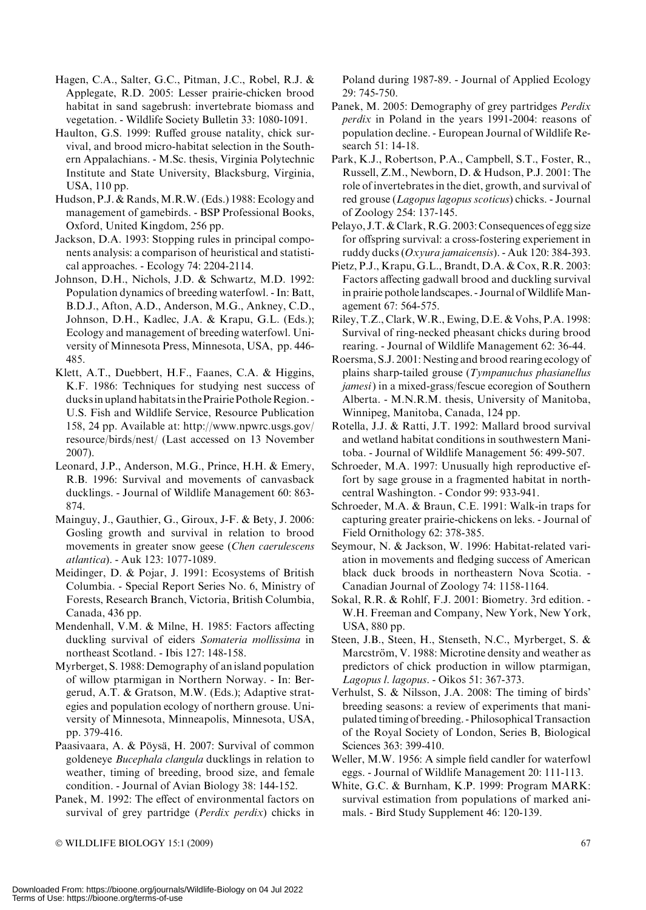Hagen, C.A., Salter, G.C., Pitman, J.C., Robel, R.J. & Applegate, R.D. 2005: Lesser prairie-chicken brood habitat in sand sagebrush: invertebrate biomass and vegetation. - Wildlife Society Bulletin 33: 1080-1091.

Haulton, G.S. 1999: Ruffed grouse natality, chick survival, and brood micro-habitat selection in the Southern Appalachians. - M.Sc. thesis, Virginia Polytechnic Institute and State University, Blacksburg, Virginia, USA, 110 pp.

Hudson, P.J. & Rands, M.R.W. (Eds.) 1988: Ecology and management of gamebirds. - BSP Professional Books, Oxford, United Kingdom, 256 pp.

Jackson, D.A. 1993: Stopping rules in principal components analysis: a comparison of heuristical and statistical approaches. - Ecology 74: 2204-2114.

Johnson, D.H., Nichols, J.D. & Schwartz, M.D. 1992: Population dynamics of breeding waterfowl. - In: Batt, B.D.J., Afton, A.D., Anderson, M.G., Ankney, C.D., Johnson, D.H., Kadlec, J.A. & Krapu, G.L. (Eds.); Ecology and management of breeding waterfowl. University of Minnesota Press, Minnesota, USA, pp. 446-485.

Klett, A.T., Duebbert, H.F., Faanes, C.A. & Higgins, K.F. 1986: Techniques for studying nest success of ducks in upland habitats in the Prairie Pothole Region. - U.S. Fish and Wildlife Service, Resource Publication 158, 24 pp. Available at: http://www.npwrc.usgs.gov/resource/birds/nest/ (Last accessed on 13 November 2007).

Leonard, J.P., Anderson, M.G., Prince, H.H. & Emery, R.B. 1996: Survival and movements of canvasback ducklings. - Journal of Wildlife Management 60: 863-874.

Mainguy, J., Gauthier, G., Giroux, J-F. & Bety, J. 2006: Gosling growth and survival in relation to brood movements in greater snow geese (*Chen caerulescens atlantica*). - Auk 123: 1077-1089.

Meidinger, D. & Pojar, J. 1991: Ecosystems of British Columbia. - Special Report Series No. 6, Ministry of Forests, Research Branch, Victoria, British Columbia, Canada, 436 pp.

Mendenhall, V.M. & Milne, H. 1985: Factors affecting duckling survival of eiders *Somateria mollissima* in northeast Scotland. - Ibis 127: 148-158.

Myrberget, S. 1988: Demography of an island population of willow ptarmigan in Northern Norway. - In: Bergerud, A.T. & Gratson, M.W. (Eds.); Adaptive strategies and population ecology of northern grouse. University of Minnesota, Minneapolis, Minnesota, USA, pp. 379-416.

Paasivaara, A. & Pöysä, H. 2007: Survival of common goldeneye *Bucephala clangula* ducklings in relation to weather, timing of breeding, brood size, and female condition. - Journal of Avian Biology 38: 144-152.

Panek, M. 1992: The effect of environmental factors on survival of grey partridge (*Perdix perdix*) chicks in Poland during 1987-89. - Journal of Applied Ecology 29: 745-750.

Panek, M. 2005: Demography of grey partridges *Perdix perdix* in Poland in the years 1991-2004: reasons of population decline. - European Journal of Wildlife Research 51: 14-18.

Park, K.J., Robertson, P.A., Campbell, S.T., Foster, R., Russell, Z.M., Newborn, D. & Hudson, P.J. 2001: The role of invertebrates in the diet, growth, and survival of red grouse (*Lagopus lagopus scoticus*) chicks. - Journal of Zoology 254: 137-145.

Pelayo, J.T. & Clark, R.G. 2003: Consequences of egg size for offspring survival: a cross-fostering experiement in ruddy ducks (*Oxyura jamaicensis*). - Auk 120: 384-393.

Pietz, P.J., Krapu, G.L., Brandt, D.A. & Cox, R.R. 2003: Factors affecting gadwall brood and duckling survival in prairie pothole landscapes. - Journal of Wildlife Management 67: 564-575.

Riley, T.Z., Clark, W.R., Ewing, D.E. & Vohs, P.A. 1998: Survival of ring-necked pheasant chicks during brood rearing. - Journal of Wildlife Management 62: 36-44.

Roersma, S.J. 2001: Nesting and brood rearing ecology of plains sharp-tailed grouse (*Tympanuchus phasianellus jamesi*) in a mixed-grass/fescue ecoregion of Southern Alberta. - M.N.R.M. thesis, University of Manitoba, Winnipeg, Manitoba, Canada, 124 pp.

Rotella, J.J. & Ratti, J.T. 1992: Mallard brood survival and wetland habitat conditions in southwestern Manitoba. - Journal of Wildlife Management 56: 499-507.

Schroeder, M.A. 1997: Unusually high reproductive effort by sage grouse in a fragmented habitat in north-central Washington. - Condor 99: 933-941.

Schroeder, M.A. & Braun, C.E. 1991: Walk-in traps for capturing greater prairie-chickens on leks. - Journal of Field Ornithology 62: 378-385.

Seymour, N. & Jackson, W. 1996: Habitat-related variation in movements and fledging success of American black duck broods in northeastern Nova Scotia. - Canadian Journal of Zoology 74: 1158-1164.

Sokal, R.R. & Rohlf, F.J. 2001: Biometry. 3rd edition. - W.H. Freeman and Company, New York, New York, USA, 880 pp.

Steen, J.B., Steen, H., Stenseth, N.C., Myrberget, S. & Marcström, V. 1988: Microtine density and weather as predictors of chick production in willow ptarmigan, *Lagopus l. lagopus*. - Oikos 51: 367-373.

Verhulst, S. & Nilsson, J.A. 2008: The timing of birds' breeding seasons: a review of experiments that manipulated timing of breeding. - Philosophical Transaction of the Royal Society of London, Series B, Biological Sciences 363: 399-410.

Weller, M.W. 1956: A simple field candler for waterfowl eggs. - Journal of Wildlife Management 20: 111-113.

White, G.C. & Burnham, K.P. 1999: Program MARK: survival estimation from populations of marked animals. - Bird Study Supplement 46: 120-139.